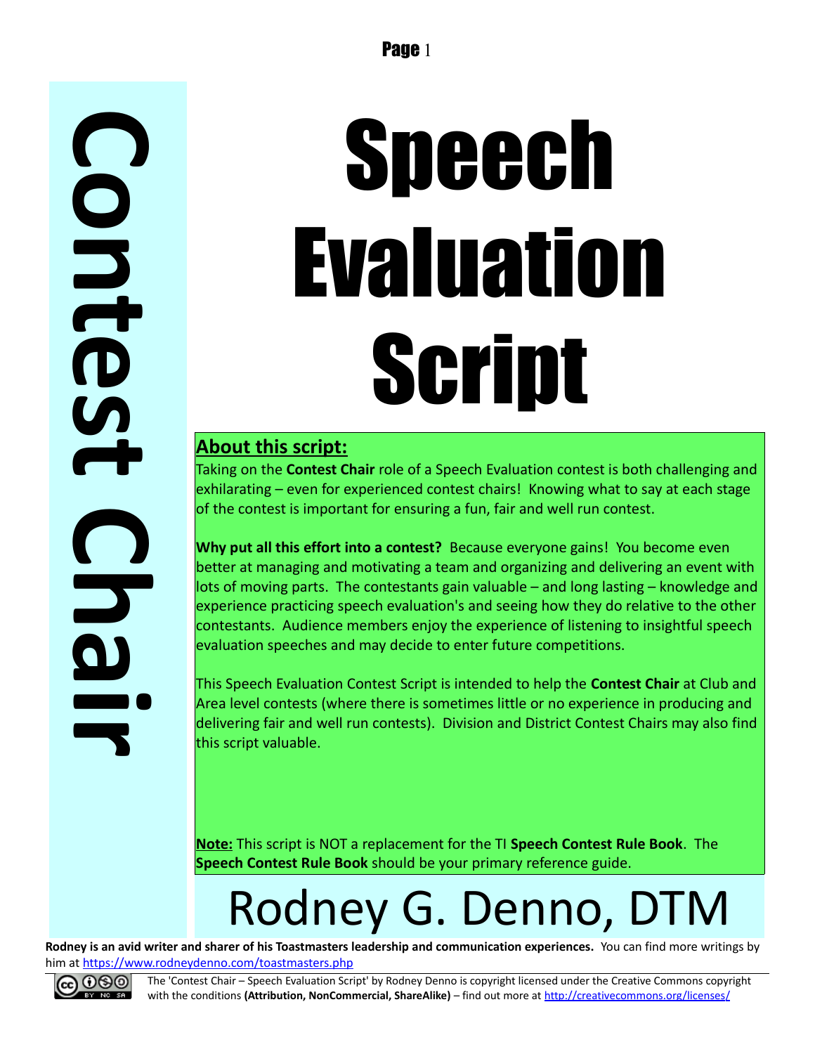Contest Chair

# Speech Evaluation Script

## About this script:

Taking on the **Contest Chair** role of a Speech Evaluation contest is both challenging and exhilarating – even for experienced contest chairs! Knowing what to say at each stage of the contest is important for ensuring a fun, fair and well run contest.

**Why put all this effort into a contest?** Because everyone gains! You become even better at managing and motivating a team and organizing and delivering an event with lots of moving parts. The contestants gain valuable – and long lasting – knowledge and experience practicing speech evaluation's and seeing how they do relative to the other contestants. Audience members enjoy the experience of listening to insightful speech evaluation speeches and may decide to enter future competitions.

This Speech Evaluation Contest Script is intended to help the **Contest Chair** at Club and Area level contests (where there is sometimes little or no experience in producing and delivering fair and well run contests). Division and District Contest Chairs may also find this script valuable.

**Note:** This script is NOT a replacement for the TI **Speech Contest Rule Book**. The **Speech Contest Rule Book** should be your primary reference guide.

Rodney G. Denno, DTM

**Rodney is an avid writer and sharer of his Toastmasters leadership and communication experiences.** You can find more writings by him at https://www.rodneydenno.com/toastmasters.php

The 'Contest Chair – Speech Evaluation Script' by Rodney Denno is copyright licensed under the Creative Commons copyright with the conditions **(Attribution, NonCommercial, ShareAlike)** – find out more at http://creativecommons.org/licenses/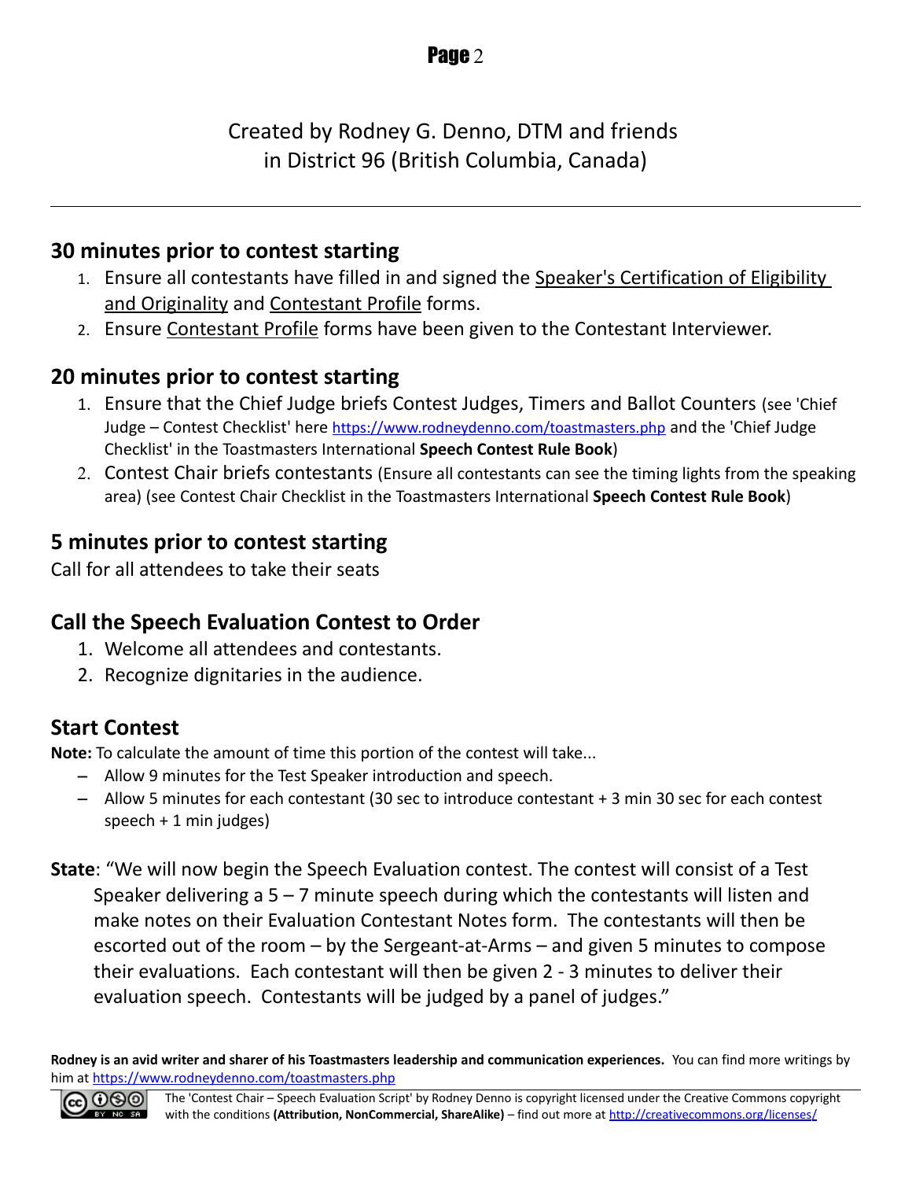Created by Rodney G. Denno, DTM and friends
in District 96 (British Columbia, Canada)

---

## 30 minutes prior to contest starting

1. Ensure all contestants have filled in and signed the Speaker's Certification of Eligibility and Originality and Contestant Profile forms.
2. Ensure Contestant Profile forms have been given to the Contestant Interviewer.

## 20 minutes prior to contest starting

1. Ensure that the Chief Judge briefs Contest Judges, Timers and Ballot Counters (see 'Chief Judge – Contest Checklist' here https://www.rodneydenno.com/toastmasters.php and the 'Chief Judge Checklist' in the Toastmasters International **Speech Contest Rule Book**)
2. Contest Chair briefs contestants (Ensure all contestants can see the timing lights from the speaking area) (see Contest Chair Checklist in the Toastmasters International **Speech Contest Rule Book**)

## 5 minutes prior to contest starting

Call for all attendees to take their seats

## Call the Speech Evaluation Contest to Order

1. Welcome all attendees and contestants.
2. Recognize dignitaries in the audience.

## Start Contest

**Note:** To calculate the amount of time this portion of the contest will take...

- Allow 9 minutes for the Test Speaker introduction and speech.
- Allow 5 minutes for each contestant (30 sec to introduce contestant + 3 min 30 sec for each contest speech + 1 min judges)

**State**: "We will now begin the Speech Evaluation contest. The contest will consist of a Test Speaker delivering a 5 – 7 minute speech during which the contestants will listen and make notes on their Evaluation Contestant Notes form. The contestants will then be escorted out of the room – by the Sergeant-at-Arms – and given 5 minutes to compose their evaluations. Each contestant will then be given 2 - 3 minutes to deliver their evaluation speech. Contestants will be judged by a panel of judges."

**Rodney is an avid writer and sharer of his Toastmasters leadership and communication experiences.** You can find more writings by him at https://www.rodneydenno.com/toastmasters.php

The 'Contest Chair – Speech Evaluation Script' by Rodney Denno is copyright licensed under the Creative Commons copyright with the conditions **(Attribution, NonCommercial, ShareAlike)** – find out more at http://creativecommons.org/licenses/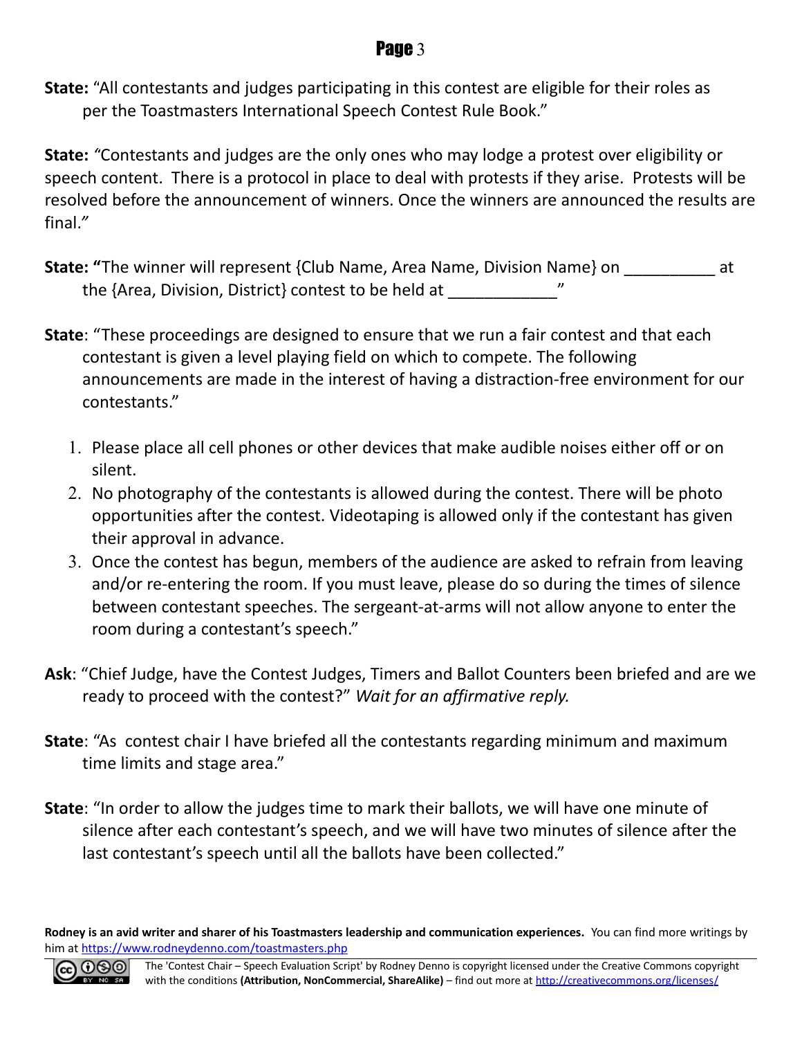**State:** "All contestants and judges participating in this contest are eligible for their roles as per the Toastmasters International Speech Contest Rule Book."

**State:** *"*Contestants and judges are the only ones who may lodge a protest over eligibility or speech content. There is a protocol in place to deal with protests if they arise. Protests will be resolved before the announcement of winners. Once the winners are announced the results are final.*"*

**State: "**The winner will represent {Club Name, Area Name, Division Name} on __________ at the {Area, Division, District} contest to be held at ____________"

**State**: "These proceedings are designed to ensure that we run a fair contest and that each contestant is given a level playing field on which to compete. The following announcements are made in the interest of having a distraction-free environment for our contestants."

1. Please place all cell phones or other devices that make audible noises either off or on silent.
2. No photography of the contestants is allowed during the contest. There will be photo opportunities after the contest. Videotaping is allowed only if the contestant has given their approval in advance.
3. Once the contest has begun, members of the audience are asked to refrain from leaving and/or re-entering the room. If you must leave, please do so during the times of silence between contestant speeches. The sergeant-at-arms will not allow anyone to enter the room during a contestant's speech."

**Ask**: "Chief Judge, have the Contest Judges, Timers and Ballot Counters been briefed and are we ready to proceed with the contest?" *Wait for an affirmative reply.*

**State**: "As contest chair I have briefed all the contestants regarding minimum and maximum time limits and stage area."

**State**: "In order to allow the judges time to mark their ballots, we will have one minute of silence after each contestant's speech, and we will have two minutes of silence after the last contestant's speech until all the ballots have been collected."

**Rodney is an avid writer and sharer of his Toastmasters leadership and communication experiences.** You can find more writings by him at https://www.rodneydenno.com/toastmasters.php

The 'Contest Chair – Speech Evaluation Script' by Rodney Denno is copyright licensed under the Creative Commons copyright with the conditions **(Attribution, NonCommercial, ShareAlike)** – find out more at http://creativecommons.org/licenses/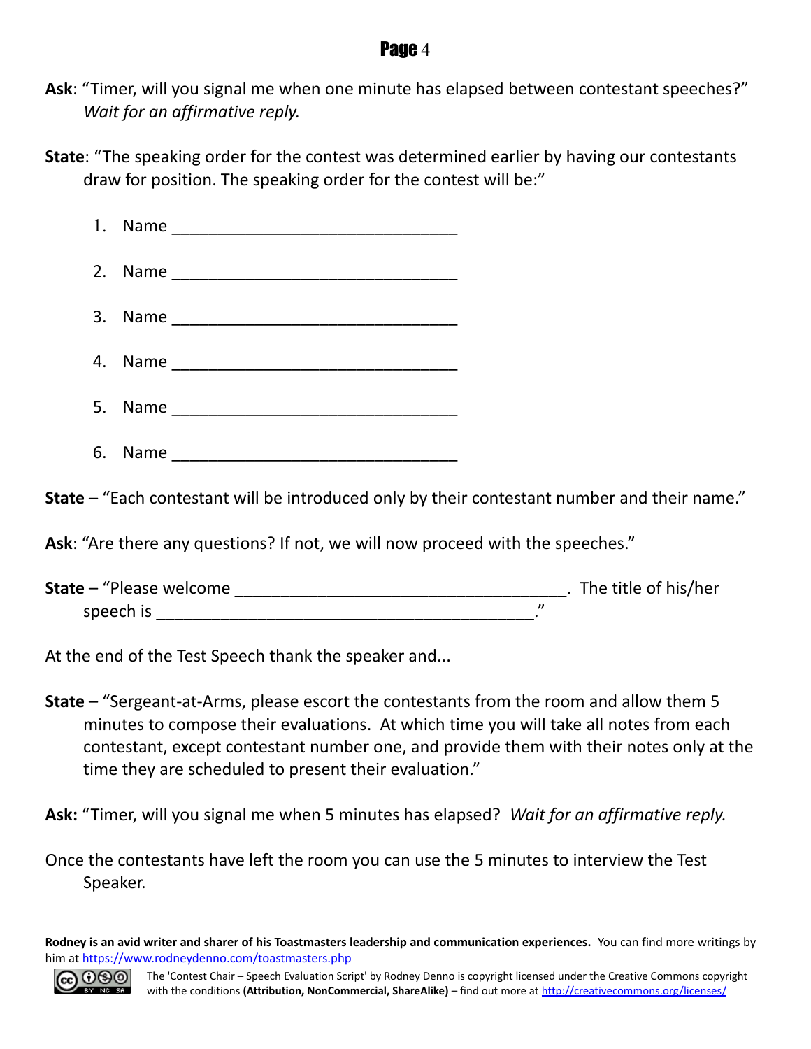**Ask**: "Timer, will you signal me when one minute has elapsed between contestant speeches?" *Wait for an affirmative reply.*

**State**: "The speaking order for the contest was determined earlier by having our contestants draw for position. The speaking order for the contest will be:"

1. Name ________________________________
2. Name ________________________________
3. Name ________________________________
4. Name ________________________________
5. Name ________________________________
6. Name ________________________________

**State** – "Each contestant will be introduced only by their contestant number and their name."

**Ask**: "Are there any questions? If not, we will now proceed with the speeches."

**State** – "Please welcome ____________________________________. The title of his/her speech is __________________________________________."

At the end of the Test Speech thank the speaker and...

**State** – "Sergeant-at-Arms, please escort the contestants from the room and allow them 5 minutes to compose their evaluations. At which time you will take all notes from each contestant, except contestant number one, and provide them with their notes only at the time they are scheduled to present their evaluation."

**Ask:** "Timer, will you signal me when 5 minutes has elapsed? *Wait for an affirmative reply.*

Once the contestants have left the room you can use the 5 minutes to interview the Test Speaker.

**Rodney is an avid writer and sharer of his Toastmasters leadership and communication experiences.** You can find more writings by him at https://www.rodneydenno.com/toastmasters.php

The 'Contest Chair – Speech Evaluation Script' by Rodney Denno is copyright licensed under the Creative Commons copyright with the conditions **(Attribution, NonCommercial, ShareAlike)** – find out more at http://creativecommons.org/licenses/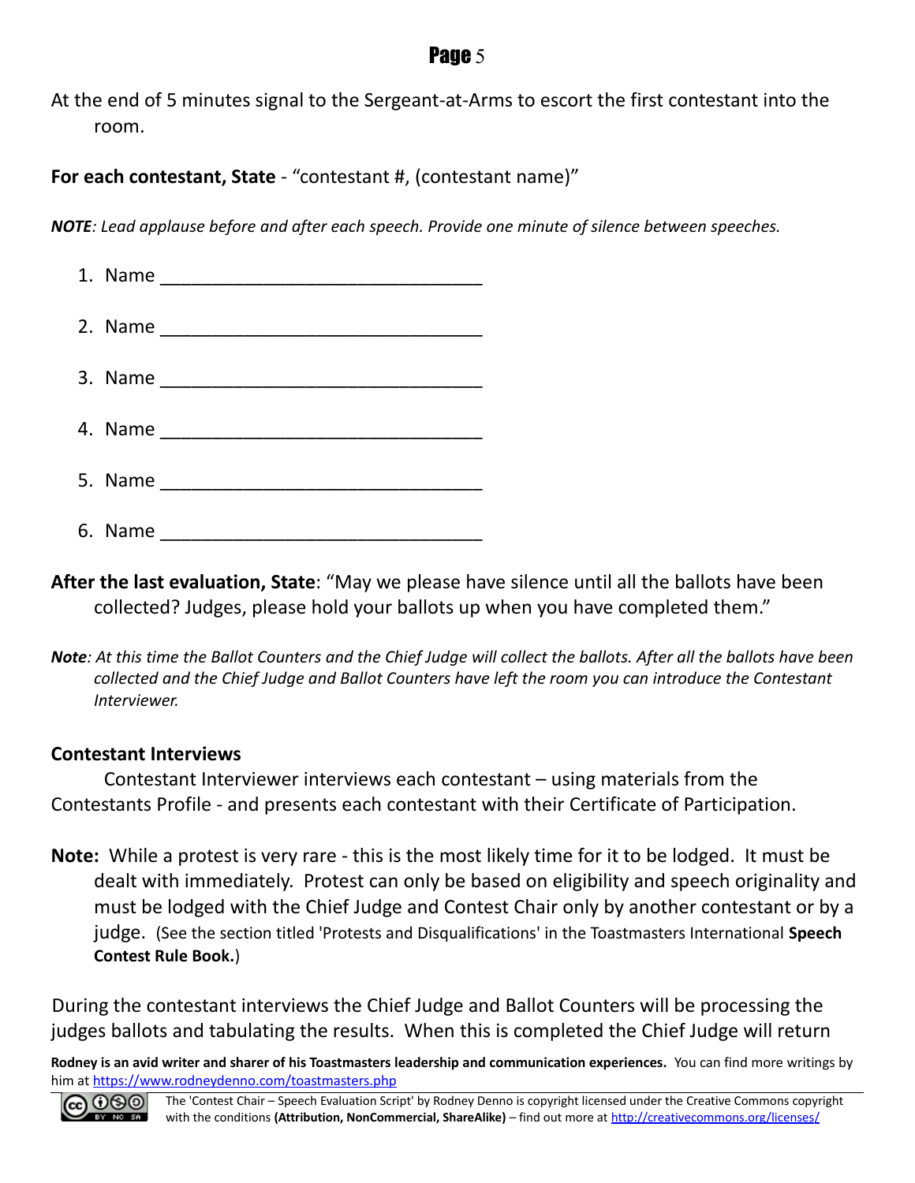At the end of 5 minutes signal to the Sergeant-at-Arms to escort the first contestant into the room.

**For each contestant, State** - “contestant #, (contestant name)”

***NOTE****: Lead applause before and after each speech. Provide one minute of silence between speeches.*

1. Name ______________________________
2. Name ______________________________
3. Name ______________________________
4. Name ______________________________
5. Name ______________________________
6. Name ______________________________

**After the last evaluation, State**: “May we please have silence until all the ballots have been collected? Judges, please hold your ballots up when you have completed them.”

***Note****: At this time the Ballot Counters and the Chief Judge will collect the ballots. After all the ballots have been collected and the Chief Judge and Ballot Counters have left the room you can introduce the Contestant Interviewer.*

**Contestant Interviews**

Contestant Interviewer interviews each contestant – using materials from the Contestants Profile - and presents each contestant with their Certificate of Participation.

**Note:** While a protest is very rare - this is the most likely time for it to be lodged. It must be dealt with immediately. Protest can only be based on eligibility and speech originality and must be lodged with the Chief Judge and Contest Chair only by another contestant or by a judge. (See the section titled 'Protests and Disqualifications' in the Toastmasters International **Speech Contest Rule Book.**)

During the contestant interviews the Chief Judge and Ballot Counters will be processing the judges ballots and tabulating the results. When this is completed the Chief Judge will return

**Rodney is an avid writer and sharer of his Toastmasters leadership and communication experiences.** You can find more writings by him at https://www.rodneydenno.com/toastmasters.php

The 'Contest Chair – Speech Evaluation Script' by Rodney Denno is copyright licensed under the Creative Commons copyright with the conditions **(Attribution, NonCommercial, ShareAlike)** – find out more at http://creativecommons.org/licenses/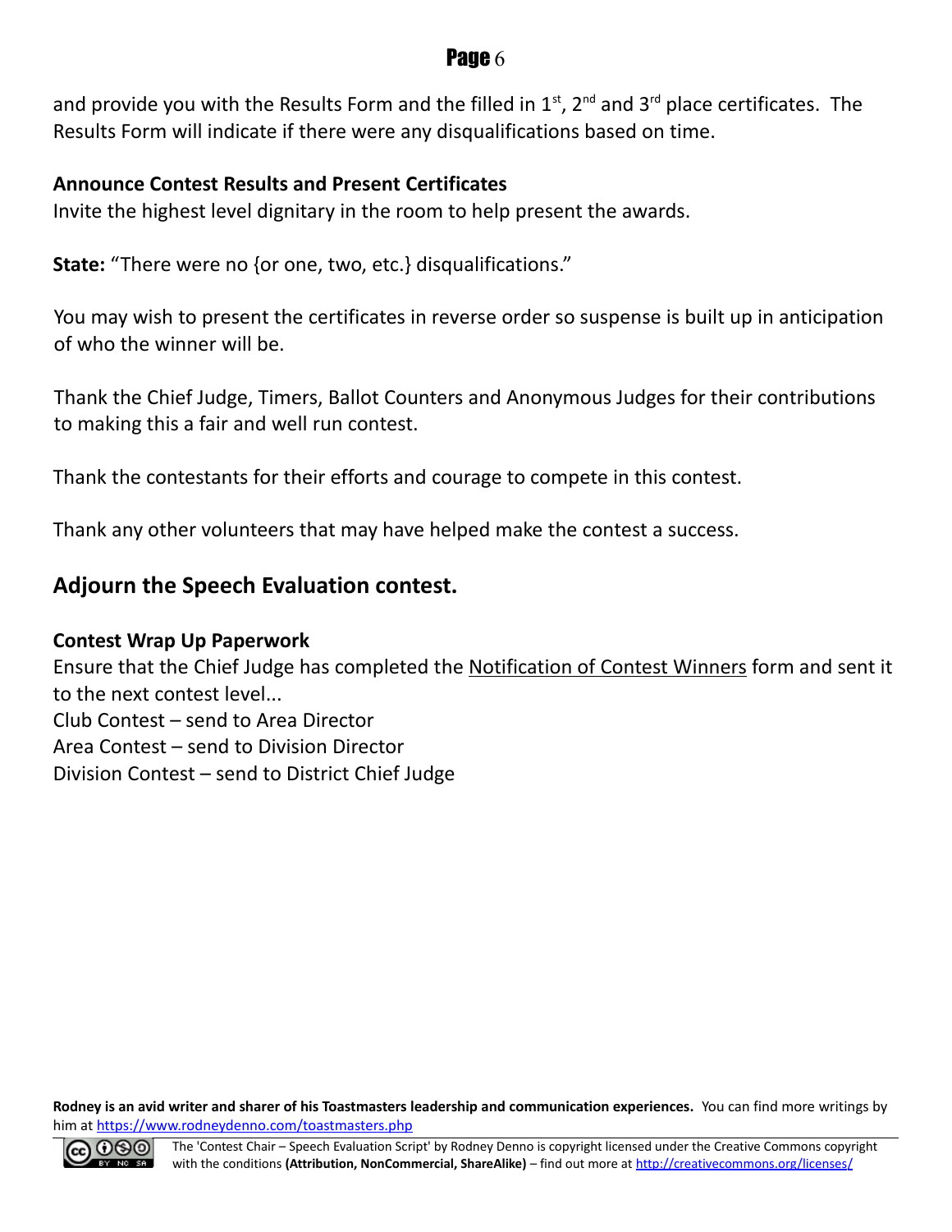and provide you with the Results Form and the filled in 1st, 2nd and 3rd place certificates. The Results Form will indicate if there were any disqualifications based on time.

**Announce Contest Results and Present Certificates**

Invite the highest level dignitary in the room to help present the awards.

**State:** "There were no {or one, two, etc.} disqualifications."

You may wish to present the certificates in reverse order so suspense is built up in anticipation of who the winner will be.

Thank the Chief Judge, Timers, Ballot Counters and Anonymous Judges for their contributions to making this a fair and well run contest.

Thank the contestants for their efforts and courage to compete in this contest.

Thank any other volunteers that may have helped make the contest a success.

## Adjourn the Speech Evaluation contest.

**Contest Wrap Up Paperwork**

Ensure that the Chief Judge has completed the Notification of Contest Winners form and sent it to the next contest level...

Club Contest – send to Area Director
Area Contest – send to Division Director
Division Contest – send to District Chief Judge

**Rodney is an avid writer and sharer of his Toastmasters leadership and communication experiences.** You can find more writings by him at https://www.rodneydenno.com/toastmasters.php

The 'Contest Chair – Speech Evaluation Script' by Rodney Denno is copyright licensed under the Creative Commons copyright with the conditions **(Attribution, NonCommercial, ShareAlike)** – find out more at http://creativecommons.org/licenses/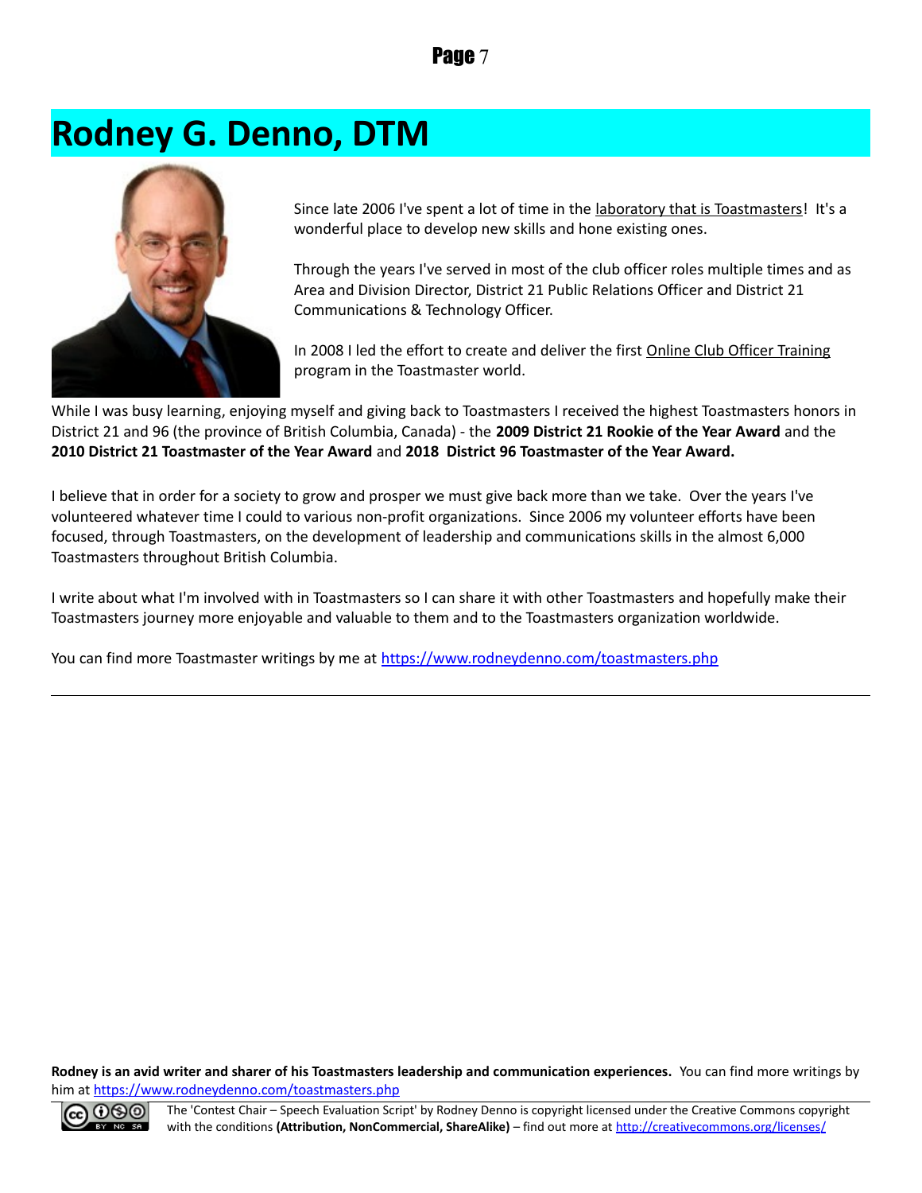# Rodney G. Denno, DTM

Since late 2006 I've spent a lot of time in the laboratory that is Toastmasters! It's a wonderful place to develop new skills and hone existing ones.

Through the years I've served in most of the club officer roles multiple times and as Area and Division Director, District 21 Public Relations Officer and District 21 Communications & Technology Officer.

In 2008 I led the effort to create and deliver the first Online Club Officer Training program in the Toastmaster world.

While I was busy learning, enjoying myself and giving back to Toastmasters I received the highest Toastmasters honors in District 21 and 96 (the province of British Columbia, Canada) - the **2009 District 21 Rookie of the Year Award** and the **2010 District 21 Toastmaster of the Year Award** and **2018 District 96 Toastmaster of the Year Award.**

I believe that in order for a society to grow and prosper we must give back more than we take. Over the years I've volunteered whatever time I could to various non-profit organizations. Since 2006 my volunteer efforts have been focused, through Toastmasters, on the development of leadership and communications skills in the almost 6,000 Toastmasters throughout British Columbia.

I write about what I'm involved with in Toastmasters so I can share it with other Toastmasters and hopefully make their Toastmasters journey more enjoyable and valuable to them and to the Toastmasters organization worldwide.

You can find more Toastmaster writings by me at https://www.rodneydenno.com/toastmasters.php

---

**Rodney is an avid writer and sharer of his Toastmasters leadership and communication experiences.** You can find more writings by him at https://www.rodneydenno.com/toastmasters.php

The 'Contest Chair – Speech Evaluation Script' by Rodney Denno is copyright licensed under the Creative Commons copyright with the conditions **(Attribution, NonCommercial, ShareAlike)** – find out more at http://creativecommons.org/licenses/